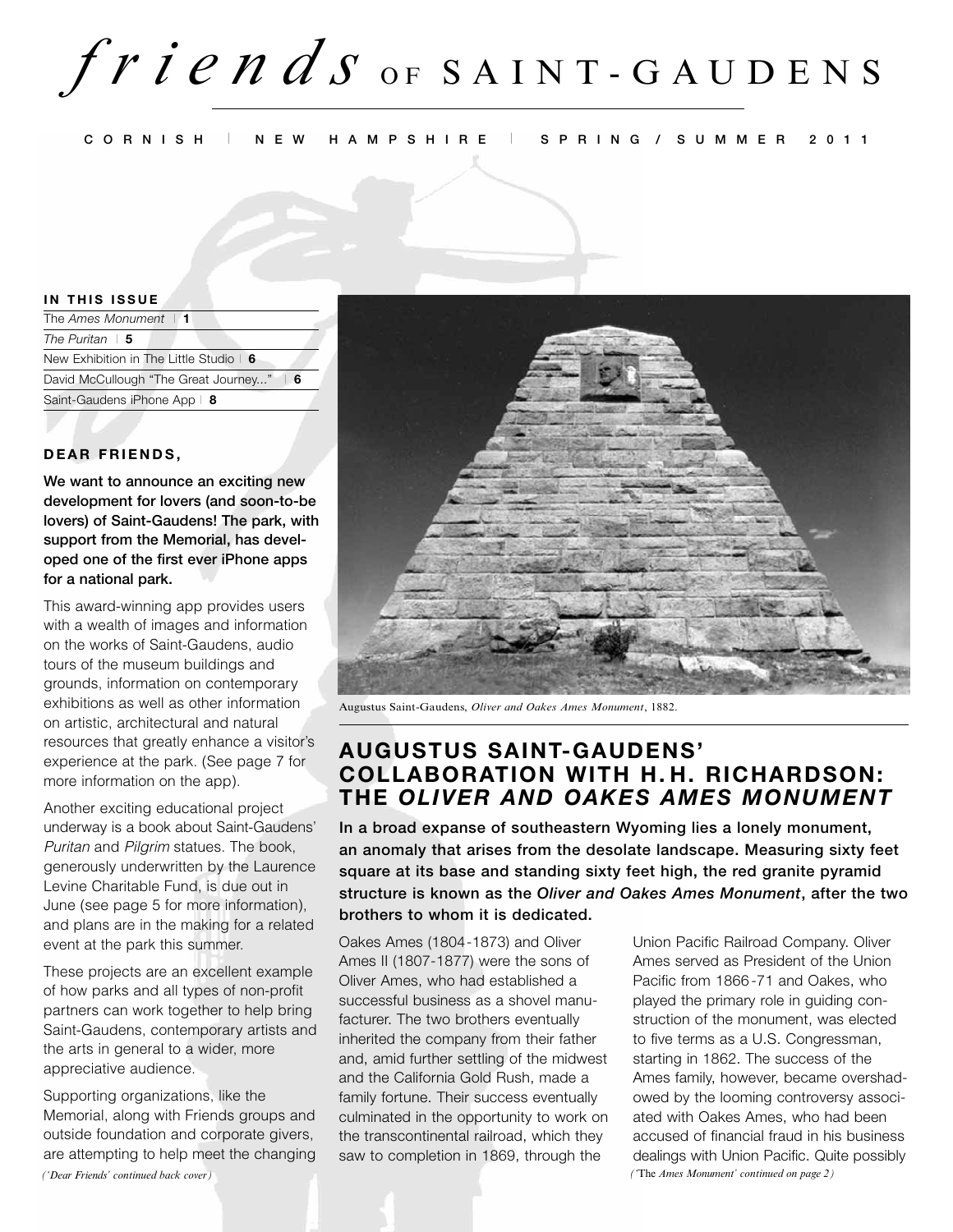# *friends* OF SAINT-GAUDENS

CORNISH | NEW HAMPSHIRE | SPRING / SUMMER 2011

**IN THIS ISSUE**

| | |
|---|---|
| The *Ames Monument* | **1** |
| *The Puritan* | **5** |
| New Exhibition in The Little Studio | **6** |
| David McCullough "The Great Journey..." | **6** |
| Saint-Gaudens iPhone App | **8** |

**DEAR FRIENDS,**

**We want to announce an exciting new development for lovers (and soon-to-be lovers) of Saint-Gaudens! The park, with support from the Memorial, has developed one of the first ever iPhone apps for a national park.**

This award-winning app provides users with a wealth of images and information on the works of Saint-Gaudens, audio tours of the museum buildings and grounds, information on contemporary exhibitions as well as other information on artistic, architectural and natural resources that greatly enhance a visitor's experience at the park. (See page 7 for more information on the app).

Another exciting educational project underway is a book about Saint-Gaudens' *Puritan* and *Pilgrim* statues. The book, generously underwritten by the Laurence Levine Charitable Fund, is due out in June (see page 5 for more information), and plans are in the making for a related event at the park this summer.

These projects are an excellent example of how parks and all types of non-profit partners can work together to help bring Saint-Gaudens, contemporary artists and the arts in general to a wider, more appreciative audience.

Supporting organizations, like the Memorial, along with Friends groups and outside foundation and corporate givers, are attempting to help meet the changing

*('Dear Friends' continued back cover)*

Augustus Saint-Gaudens, *Oliver and Oakes Ames Monument*, 1882.

## AUGUSTUS SAINT-GAUDENS' COLLABORATION WITH H.H. RICHARDSON: THE *OLIVER AND OAKES AMES MONUMENT*

**In a broad expanse of southeastern Wyoming lies a lonely monument, an anomaly that arises from the desolate landscape. Measuring sixty feet square at its base and standing sixty feet high, the red granite pyramid structure is known as the *Oliver and Oakes Ames Monument*, after the two brothers to whom it is dedicated.**

Oakes Ames (1804-1873) and Oliver Ames II (1807-1877) were the sons of Oliver Ames, who had established a successful business as a shovel manufacturer. The two brothers eventually inherited the company from their father and, amid further settling of the midwest and the California Gold Rush, made a family fortune. Their success eventually culminated in the opportunity to work on the transcontinental railroad, which they saw to completion in 1869, through the Union Pacific Railroad Company. Oliver Ames served as President of the Union Pacific from 1866-71 and Oakes, who played the primary role in guiding construction of the monument, was elected to five terms as a U.S. Congressman, starting in 1862. The success of the Ames family, however, became overshadowed by the looming controversy associated with Oakes Ames, who had been accused of financial fraud in his business dealings with Union Pacific. Quite possibly

*('The Ames Monument' continued on page 2)*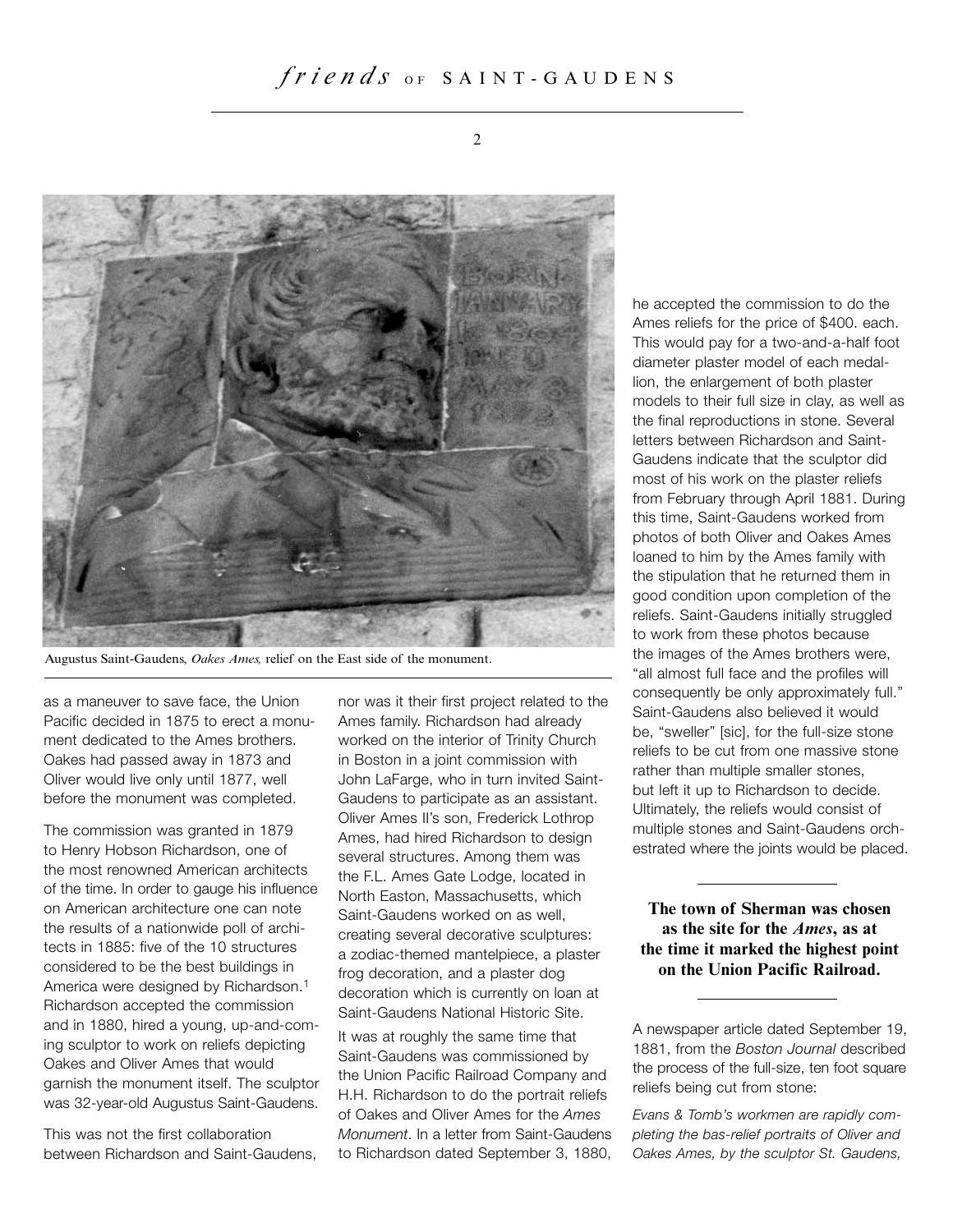Augustus Saint-Gaudens, *Oakes Ames*, relief on the East side of the monument.

as a maneuver to save face, the Union Pacific decided in 1875 to erect a monument dedicated to the Ames brothers. Oakes had passed away in 1873 and Oliver would live only until 1877, well before the monument was completed.

The commission was granted in 1879 to Henry Hobson Richardson, one of the most renowned American architects of the time. In order to gauge his influence on American architecture one can note the results of a nationwide poll of architects in 1885: five of the 10 structures considered to be the best buildings in America were designed by Richardson.[1] Richardson accepted the commission and in 1880, hired a young, up-and-coming sculptor to work on reliefs depicting Oakes and Oliver Ames that would garnish the monument itself. The sculptor was 32-year-old Augustus Saint-Gaudens.

This was not the first collaboration between Richardson and Saint-Gaudens, nor was it their first project related to the Ames family. Richardson had already worked on the interior of Trinity Church in Boston in a joint commission with John LaFarge, who in turn invited Saint-Gaudens to participate as an assistant. Oliver Ames II's son, Frederick Lothrop Ames, had hired Richardson to design several structures. Among them was the F.L. Ames Gate Lodge, located in North Easton, Massachusetts, which Saint-Gaudens worked on as well, creating several decorative sculptures: a zodiac-themed mantelpiece, a plaster frog decoration, and a plaster dog decoration which is currently on loan at Saint-Gaudens National Historic Site.

It was at roughly the same time that Saint-Gaudens was commissioned by the Union Pacific Railroad Company and H.H. Richardson to do the portrait reliefs of Oakes and Oliver Ames for the *Ames Monument*. In a letter from Saint-Gaudens to Richardson dated September 3, 1880, he accepted the commission to do the Ames reliefs for the price of $400. each. This would pay for a two-and-a-half foot diameter plaster model of each medallion, the enlargement of both plaster models to their full size in clay, as well as the final reproductions in stone. Several letters between Richardson and Saint-Gaudens indicate that the sculptor did most of his work on the plaster reliefs from February through April 1881. During this time, Saint-Gaudens worked from photos of both Oliver and Oakes Ames loaned to him by the Ames family with the stipulation that he returned them in good condition upon completion of the reliefs. Saint-Gaudens initially struggled to work from these photos because the images of the Ames brothers were, "all almost full face and the profiles will consequently be only approximately full." Saint-Gaudens also believed it would be, "sweller" [sic], for the full-size stone reliefs to be cut from one massive stone rather than multiple smaller stones, but left it up to Richardson to decide. Ultimately, the reliefs would consist of multiple stones and Saint-Gaudens orchestrated where the joints would be placed.

**The town of Sherman was chosen as the site for the *Ames*, as at the time it marked the highest point on the Union Pacific Railroad.**

A newspaper article dated September 19, 1881, from the *Boston Journal* described the process of the full-size, ten foot square reliefs being cut from stone:

*Evans & Tomb's workmen are rapidly completing the bas-relief portraits of Oliver and Oakes Ames, by the sculptor St. Gaudens,*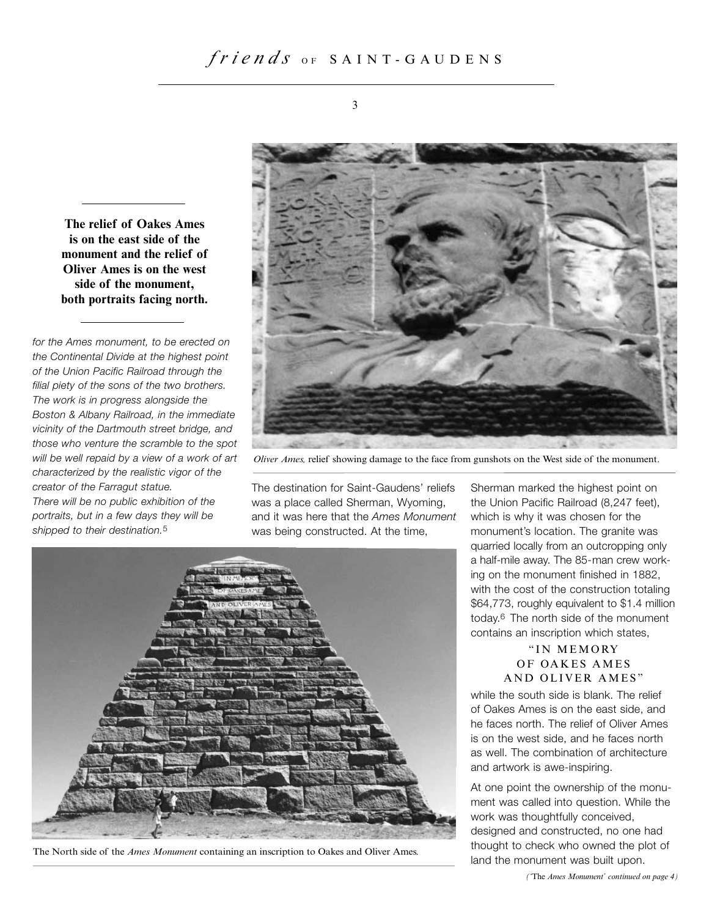**The relief of Oakes Ames is on the east side of the monument and the relief of Oliver Ames is on the west side of the monument, both portraits facing north.**

*for the Ames monument, to be erected on the Continental Divide at the highest point of the Union Pacific Railroad through the filial piety of the sons of the two brothers. The work is in progress alongside the Boston & Albany Railroad, in the immediate vicinity of the Dartmouth street bridge, and those who venture the scramble to the spot will be well repaid by a view of a work of art characterized by the realistic vigor of the creator of the Farragut statue. There will be no public exhibition of the portraits, but in a few days they will be shipped to their destination.*[5]

*Oliver Ames*, relief showing damage to the face from gunshots on the West side of the monument.

The destination for Saint-Gaudens' reliefs was a place called Sherman, Wyoming, and it was here that the *Ames Monument* was being constructed. At the time, Sherman marked the highest point on the Union Pacific Railroad (8,247 feet), which is why it was chosen for the monument's location. The granite was quarried locally from an outcropping only a half-mile away. The 85-man crew working on the monument finished in 1882, with the cost of the construction totaling $64,773, roughly equivalent to $1.4 million today.[6] The north side of the monument contains an inscription which states,

"IN MEMORY
OF OAKES AMES
AND OLIVER AMES"

while the south side is blank. The relief of Oakes Ames is on the east side, and he faces north. The relief of Oliver Ames is on the west side, and he faces north as well. The combination of architecture and artwork is awe-inspiring.

The North side of the *Ames Monument* containing an inscription to Oakes and Oliver Ames.

At one point the ownership of the monument was called into question. While the work was thoughtfully conceived, designed and constructed, no one had thought to check who owned the plot of land the monument was built upon.

*('The Ames Monument' continued on page 4)*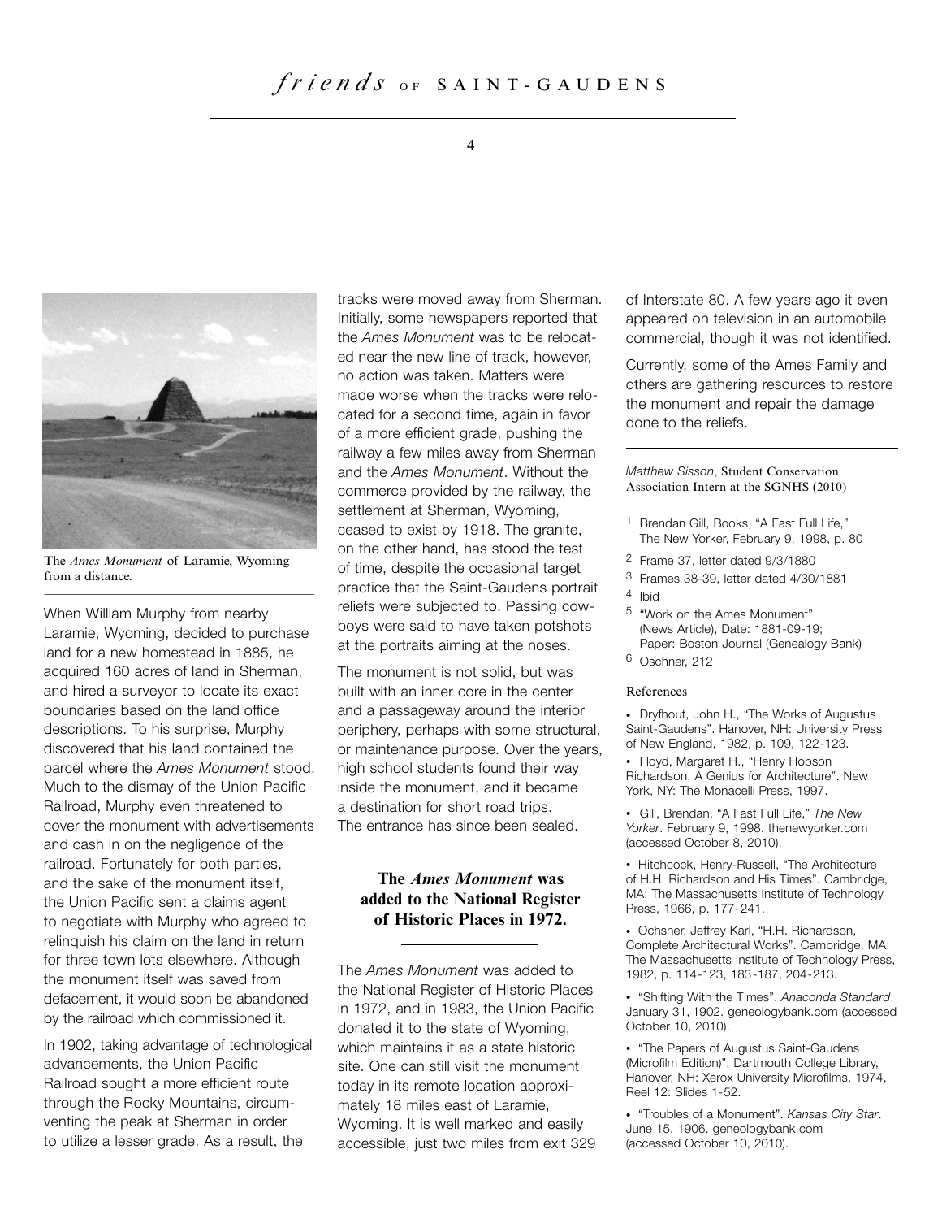The *Ames Monument* of Laramie, Wyoming from a distance.

When William Murphy from nearby Laramie, Wyoming, decided to purchase land for a new homestead in 1885, he acquired 160 acres of land in Sherman, and hired a surveyor to locate its exact boundaries based on the land office descriptions. To his surprise, Murphy discovered that his land contained the parcel where the *Ames Monument* stood. Much to the dismay of the Union Pacific Railroad, Murphy even threatened to cover the monument with advertisements and cash in on the negligence of the railroad. Fortunately for both parties, and the sake of the monument itself, the Union Pacific sent a claims agent to negotiate with Murphy who agreed to relinquish his claim on the land in return for three town lots elsewhere. Although the monument itself was saved from defacement, it would soon be abandoned by the railroad which commissioned it.

In 1902, taking advantage of technological advancements, the Union Pacific Railroad sought a more efficient route through the Rocky Mountains, circumventing the peak at Sherman in order to utilize a lesser grade. As a result, the tracks were moved away from Sherman. Initially, some newspapers reported that the *Ames Monument* was to be relocated near the new line of track, however, no action was taken. Matters were made worse when the tracks were relocated for a second time, again in favor of a more efficient grade, pushing the railway a few miles away from Sherman and the *Ames Monument*. Without the commerce provided by the railway, the settlement at Sherman, Wyoming, ceased to exist by 1918. The granite, on the other hand, has stood the test of time, despite the occasional target practice that the Saint-Gaudens portrait reliefs were subjected to. Passing cowboys were said to have taken potshots at the portraits aiming at the noses.

The monument is not solid, but was built with an inner core in the center and a passageway around the interior periphery, perhaps with some structural, or maintenance purpose. Over the years, high school students found their way inside the monument, and it became a destination for short road trips. The entrance has since been sealed.

**The *Ames Monument* was added to the National Register of Historic Places in 1972.**

The *Ames Monument* was added to the National Register of Historic Places in 1972, and in 1983, the Union Pacific donated it to the state of Wyoming, which maintains it as a state historic site. One can still visit the monument today in its remote location approximately 18 miles east of Laramie, Wyoming. It is well marked and easily accessible, just two miles from exit 329 of Interstate 80. A few years ago it even appeared on television in an automobile commercial, though it was not identified.

Currently, some of the Ames Family and others are gathering resources to restore the monument and repair the damage done to the reliefs.

---

*Matthew Sisson*, Student Conservation Association Intern at the SGNHS (2010)

[1] Brendan Gill, Books, "A Fast Full Life," The New Yorker, February 9, 1998, p. 80

[2] Frame 37, letter dated 9/3/1880

[3] Frames 38-39, letter dated 4/30/1881

[4] Ibid

[5] "Work on the Ames Monument" (News Article), Date: 1881-09-19; Paper: Boston Journal (Genealogy Bank)

[6] Oschner, 212

### References

- Dryfhout, John H., "The Works of Augustus Saint-Gaudens". Hanover, NH: University Press of New England, 1982, p. 109, 122-123.
- Floyd, Margaret H., "Henry Hobson Richardson, A Genius for Architecture". New York, NY: The Monacelli Press, 1997.
- Gill, Brendan, "A Fast Full Life," *The New Yorker*. February 9, 1998. thenewyorker.com (accessed October 8, 2010).
- Hitchcock, Henry-Russell, "The Architecture of H.H. Richardson and His Times". Cambridge, MA: The Massachusetts Institute of Technology Press, 1966, p. 177-241.
- Ochsner, Jeffrey Karl, "H.H. Richardson, Complete Architectural Works". Cambridge, MA: The Massachusetts Institute of Technology Press, 1982, p. 114-123, 183-187, 204-213.
- "Shifting With the Times". *Anaconda Standard*. January 31, 1902. geneologybank.com (accessed October 10, 2010).
- "The Papers of Augustus Saint-Gaudens (Microfilm Edition)". Dartmouth College Library, Hanover, NH: Xerox University Microfilms, 1974, Reel 12: Slides 1-52.
- "Troubles of a Monument". *Kansas City Star*. June 15, 1906. geneologybank.com (accessed October 10, 2010).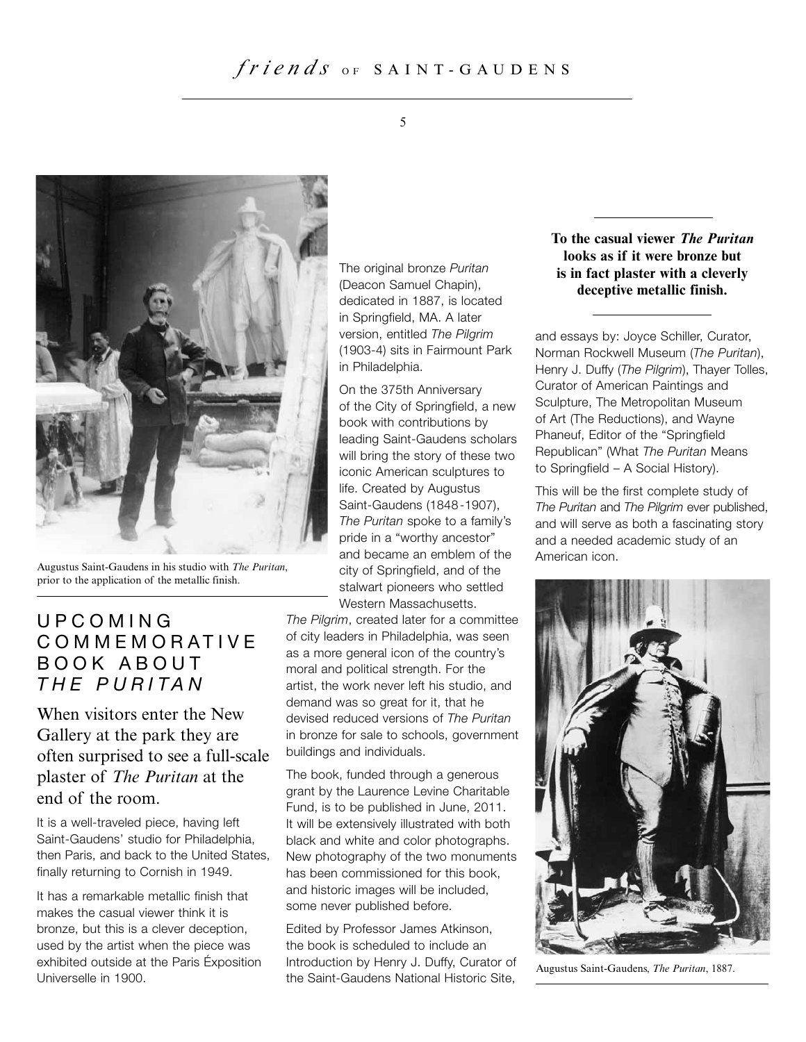Augustus Saint-Gaudens in his studio with *The Puritan*, prior to the application of the metallic finish.

## UPCOMING COMMEMORATIVE BOOK ABOUT *THE PURITAN*

### When visitors enter the New Gallery at the park they are often surprised to see a full-scale plaster of *The Puritan* at the end of the room.

It is a well-traveled piece, having left Saint-Gaudens' studio for Philadelphia, then Paris, and back to the United States, finally returning to Cornish in 1949.

It has a remarkable metallic finish that makes the casual viewer think it is bronze, but this is a clever deception, used by the artist when the piece was exhibited outside at the Paris Éxposition Universelle in 1900.

The original bronze *Puritan* (Deacon Samuel Chapin), dedicated in 1887, is located in Springfield, MA. A later version, entitled *The Pilgrim* (1903-4) sits in Fairmount Park in Philadelphia.

On the 375th Anniversary of the City of Springfield, a new book with contributions by leading Saint-Gaudens scholars will bring the story of these two iconic American sculptures to life. Created by Augustus Saint-Gaudens (1848-1907), *The Puritan* spoke to a family's pride in a "worthy ancestor" and became an emblem of the city of Springfield, and of the stalwart pioneers who settled Western Massachusetts. *The Pilgrim*, created later for a committee of city leaders in Philadelphia, was seen as a more general icon of the country's moral and political strength. For the artist, the work never left his studio, and demand was so great for it, that he devised reduced versions of *The Puritan* in bronze for sale to schools, government buildings and individuals.

The book, funded through a generous grant by the Laurence Levine Charitable Fund, is to be published in June, 2011. It will be extensively illustrated with both black and white and color photographs. New photography of the two monuments has been commissioned for this book, and historic images will be included, some never published before.

Edited by Professor James Atkinson, the book is scheduled to include an Introduction by Henry J. Duffy, Curator of the Saint-Gaudens National Historic Site, and essays by: Joyce Schiller, Curator, Norman Rockwell Museum (*The Puritan*), Henry J. Duffy (*The Pilgrim*), Thayer Tolles, Curator of American Paintings and Sculpture, The Metropolitan Museum of Art (The Reductions), and Wayne Phaneuf, Editor of the "Springfield Republican" (What *The Puritan* Means to Springfield – A Social History).

**To the casual viewer *The Puritan* looks as if it were bronze but is in fact plaster with a cleverly deceptive metallic finish.**

This will be the first complete study of *The Puritan* and *The Pilgrim* ever published, and will serve as both a fascinating story and a needed academic study of an American icon.

Augustus Saint-Gaudens, *The Puritan*, 1887.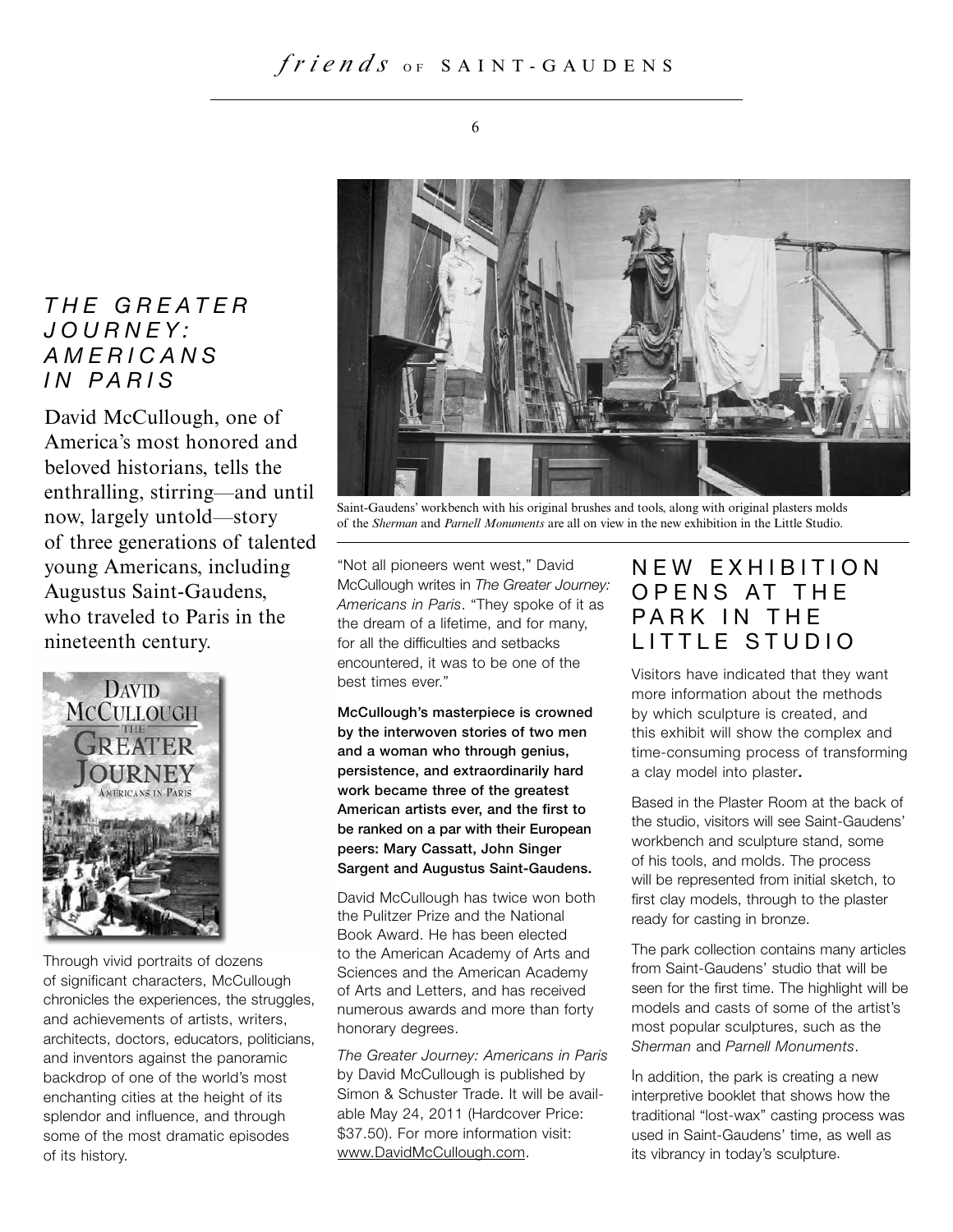## THE GREATER JOURNEY: AMERICANS IN PARIS

David McCullough, one of America's most honored and beloved historians, tells the enthralling, stirring—and until now, largely untold—story of three generations of talented young Americans, including Augustus Saint-Gaudens, who traveled to Paris in the nineteenth century.

Through vivid portraits of dozens of significant characters, McCullough chronicles the experiences, the struggles, and achievements of artists, writers, architects, doctors, educators, politicians, and inventors against the panoramic backdrop of one of the world's most enchanting cities at the height of its splendor and influence, and through some of the most dramatic episodes of its history.

Saint-Gaudens' workbench with his original brushes and tools, along with original plasters molds of the *Sherman* and *Parnell Monuments* are all on view in the new exhibition in the Little Studio.

"Not all pioneers went west," David McCullough writes in *The Greater Journey: Americans in Paris*. "They spoke of it as the dream of a lifetime, and for many, for all the difficulties and setbacks encountered, it was to be one of the best times ever."

**McCullough's masterpiece is crowned by the interwoven stories of two men and a woman who through genius, persistence, and extraordinarily hard work became three of the greatest American artists ever, and the first to be ranked on a par with their European peers: Mary Cassatt, John Singer Sargent and Augustus Saint-Gaudens.**

David McCullough has twice won both the Pulitzer Prize and the National Book Award. He has been elected to the American Academy of Arts and Sciences and the American Academy of Arts and Letters, and has received numerous awards and more than forty honorary degrees.

*The Greater Journey: Americans in Paris* by David McCullough is published by Simon & Schuster Trade. It will be available May 24, 2011 (Hardcover Price: $37.50). For more information visit: www.DavidMcCullough.com.

## NEW EXHIBITION OPENS AT THE PARK IN THE LITTLE STUDIO

Visitors have indicated that they want more information about the methods by which sculpture is created, and this exhibit will show the complex and time-consuming process of transforming a clay model into plaster.

Based in the Plaster Room at the back of the studio, visitors will see Saint-Gaudens' workbench and sculpture stand, some of his tools, and molds. The process will be represented from initial sketch, to first clay models, through to the plaster ready for casting in bronze.

The park collection contains many articles from Saint-Gaudens' studio that will be seen for the first time. The highlight will be models and casts of some of the artist's most popular sculptures, such as the *Sherman* and *Parnell Monuments*.

In addition, the park is creating a new interpretive booklet that shows how the traditional "lost-wax" casting process was used in Saint-Gaudens' time, as well as its vibrancy in today's sculpture.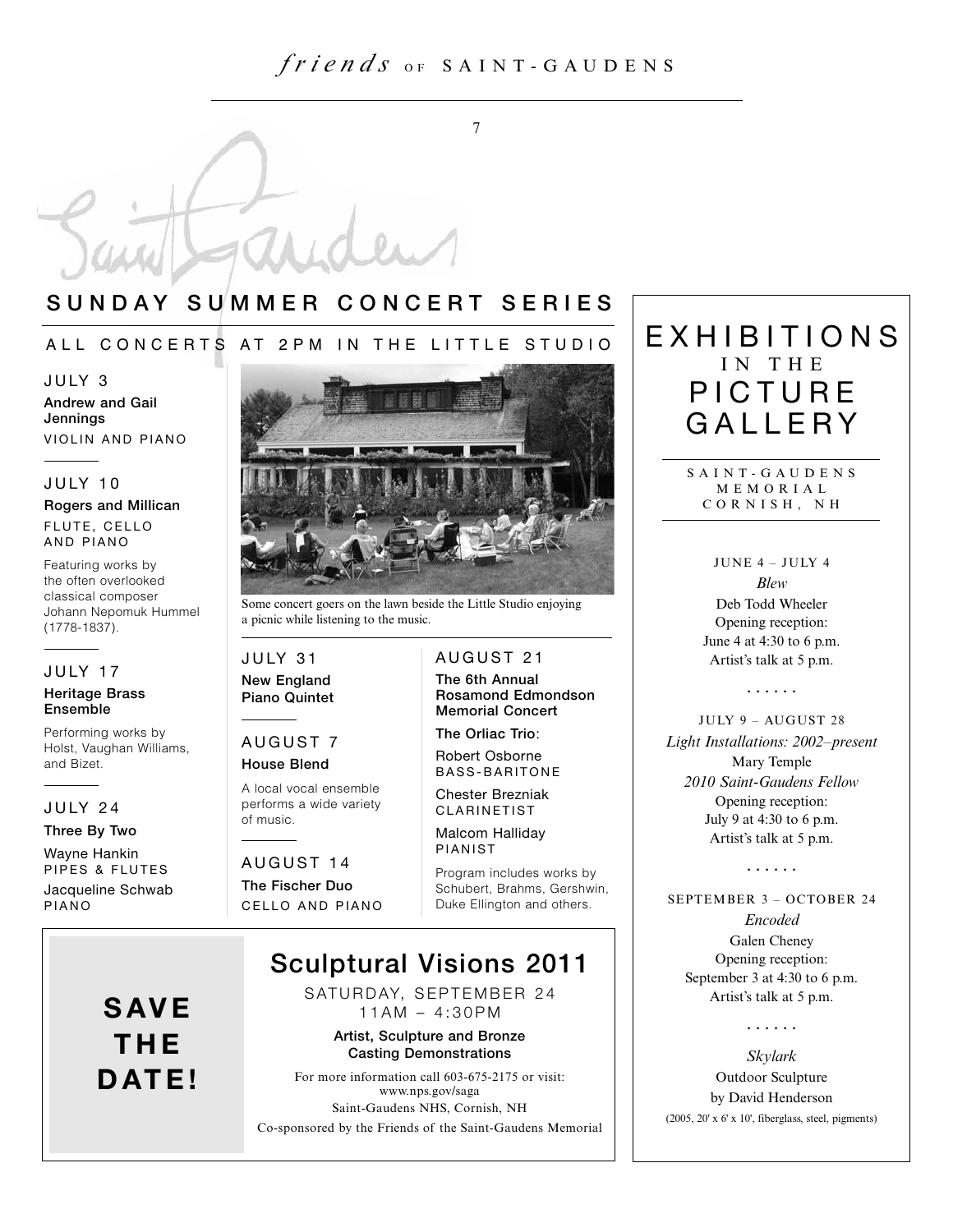## SUNDAY SUMMER CONCERT SERIES

ALL CONCERTS AT 2PM IN THE LITTLE STUDIO

**JULY 3**

**Andrew and Gail Jennings**

VIOLIN AND PIANO

**JULY 10**

**Rogers and Millican**

FLUTE, CELLO AND PIANO

Featuring works by the often overlooked classical composer Johann Nepomuk Hummel (1778-1837).

**JULY 17**

**Heritage Brass Ensemble**

Performing works by Holst, Vaughan Williams, and Bizet.

**JULY 24**

**Three By Two**

Wayne Hankin
PIPES & FLUTES

Jacqueline Schwab
PIANO

Some concert goers on the lawn beside the Little Studio enjoying a picnic while listening to the music.

**JULY 31**

**New England Piano Quintet**

**AUGUST 7**

**House Blend**

A local vocal ensemble performs a wide variety of music.

**AUGUST 14**

**The Fischer Duo**

CELLO AND PIANO

**AUGUST 21**

**The 6th Annual Rosamond Edmondson Memorial Concert**

**The Orliac Trio**:

Robert Osborne
BASS-BARITONE

Chester Brezniak
CLARINETIST

Malcom Halliday
PIANIST

Program includes works by Schubert, Brahms, Gershwin, Duke Ellington and others.

**SAVE THE DATE!**

## Sculptural Visions 2011

SATURDAY, SEPTEMBER 24
11AM – 4:30PM

**Artist, Sculpture and Bronze Casting Demonstrations**

For more information call 603-675-2175 or visit: www.nps.gov/saga
Saint-Gaudens NHS, Cornish, NH
Co-sponsored by the Friends of the Saint-Gaudens Memorial

## EXHIBITIONS IN THE PICTURE GALLERY

SAINT-GAUDENS MEMORIAL
CORNISH, NH

JUNE 4 – JULY 4
*Blew*
Deb Todd Wheeler
Opening reception:
June 4 at 4:30 to 6 p.m.
Artist's talk at 5 p.m.

. . . . . .

JULY 9 – AUGUST 28
*Light Installations: 2002–present*
Mary Temple
*2010 Saint-Gaudens Fellow*
Opening reception:
July 9 at 4:30 to 6 p.m.
Artist's talk at 5 p.m.

. . . . . .

SEPTEMBER 3 – OCTOBER 24
*Encoded*
Galen Cheney
Opening reception:
September 3 at 4:30 to 6 p.m.
Artist's talk at 5 p.m.

. . . . . .

*Skylark*
Outdoor Sculpture
by David Henderson
(2005, 20' x 6' x 10', fiberglass, steel, pigments)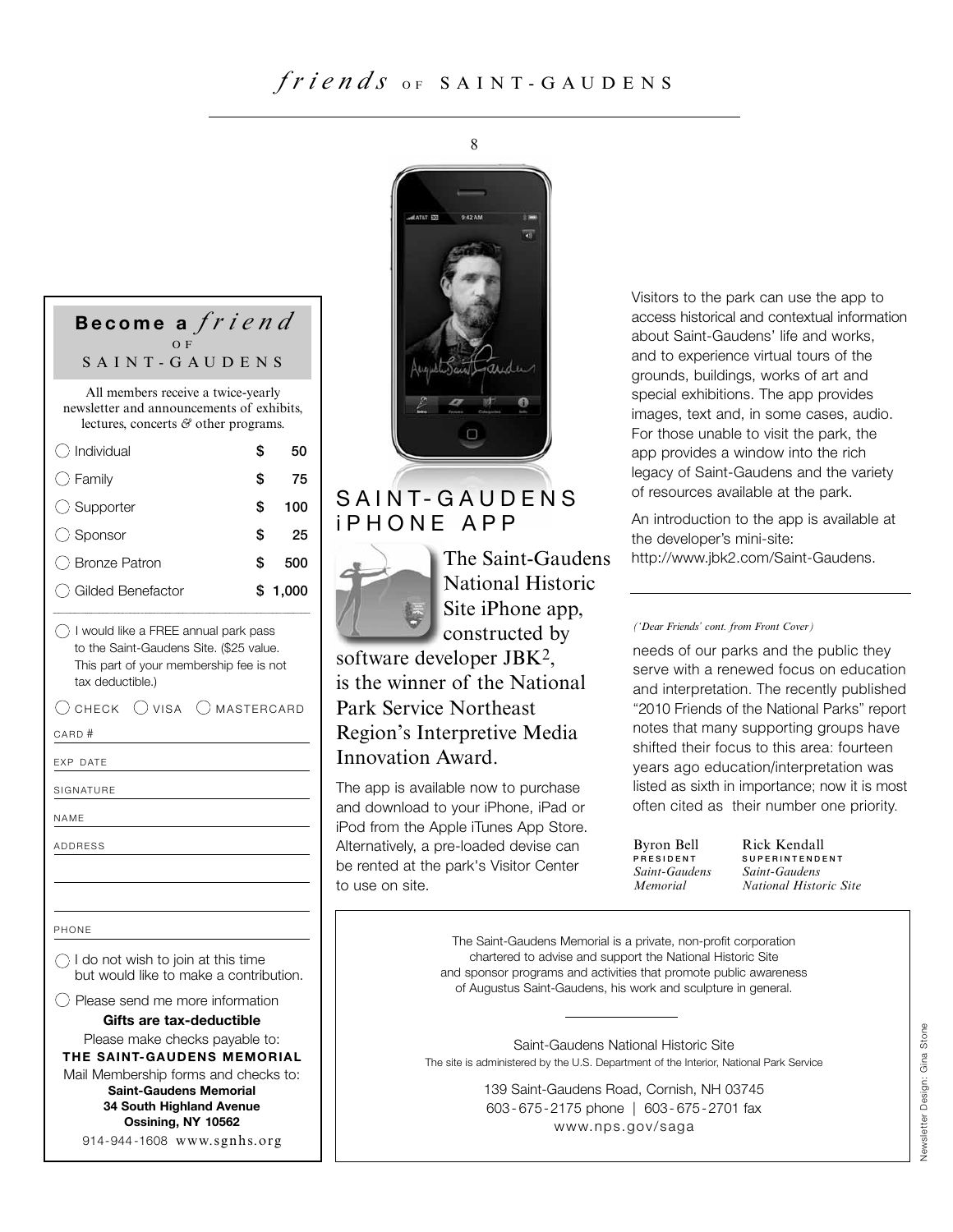## Become a *friend* OF SAINT-GAUDENS

All members receive a twice-yearly newsletter and announcements of exhibits, lectures, concerts & other programs.

| | | |
|---|---|---|
| ◯ Individual | $ | 50 |
| ◯ Family | $ | 75 |
| ◯ Supporter | $ | 100 |
| ◯ Sponsor | $ | 25 |
| ◯ Bronze Patron | $ | 500 |
| ◯ Gilded Benefactor | $ | 1,000 |

◯ I would like a FREE annual park pass to the Saint-Gaudens Site. ($25 value. This part of your membership fee is not tax deductible.)

◯ CHECK ◯ VISA ◯ MASTERCARD

CARD # \_\_\_\_\_\_\_\_\_\_\_\_

EXP DATE \_\_\_\_\_\_\_\_\_\_\_\_

SIGNATURE \_\_\_\_\_\_\_\_\_\_\_\_

NAME \_\_\_\_\_\_\_\_\_\_\_\_

ADDRESS \_\_\_\_\_\_\_\_\_\_\_\_

PHONE \_\_\_\_\_\_\_\_\_\_\_\_

◯ I do not wish to join at this time but would like to make a contribution.

◯ Please send me more information

**Gifts are tax-deductible**

Please make checks payable to:
**THE SAINT-GAUDENS MEMORIAL**

Mail Membership forms and checks to:
**Saint-Gaudens Memorial**
**34 South Highland Avenue**
**Ossining, NY 10562**
914-944-1608 www.sgnhs.org

## SAINT-GAUDENS iPHONE APP

The Saint-Gaudens National Historic Site iPhone app, constructed by software developer JBK2, is the winner of the National Park Service Northeast Region's Interpretive Media Innovation Award.

The app is available now to purchase and download to your iPhone, iPad or iPod from the Apple iTunes App Store. Alternatively, a pre-loaded devise can be rented at the park's Visitor Center to use on site.

Visitors to the park can use the app to access historical and contextual information about Saint-Gaudens' life and works, and to experience virtual tours of the grounds, buildings, works of art and special exhibitions. The app provides images, text and, in some cases, audio. For those unable to visit the park, the app provides a window into the rich legacy of Saint-Gaudens and the variety of resources available at the park.

An introduction to the app is available at the developer's mini-site: http://www.jbk2.com/Saint-Gaudens.

*('Dear Friends' cont. from Front Cover)*

needs of our parks and the public they serve with a renewed focus on education and interpretation. The recently published "2010 Friends of the National Parks" report notes that many supporting groups have shifted their focus to this area: fourteen years ago education/interpretation was listed as sixth in importance; now it is most often cited as their number one priority.

Byron Bell
PRESIDENT
*Saint-Gaudens Memorial*

Rick Kendall
SUPERINTENDENT
*Saint-Gaudens National Historic Site*

The Saint-Gaudens Memorial is a private, non-profit corporation chartered to advise and support the National Historic Site and sponsor programs and activities that promote public awareness of Augustus Saint-Gaudens, his work and sculpture in general.

Saint-Gaudens National Historic Site
The site is administered by the U.S. Department of the Interior, National Park Service

139 Saint-Gaudens Road, Cornish, NH 03745
603-675-2175 phone | 603-675-2701 fax
www.nps.gov/saga

Newsletter Design: Gina Stone